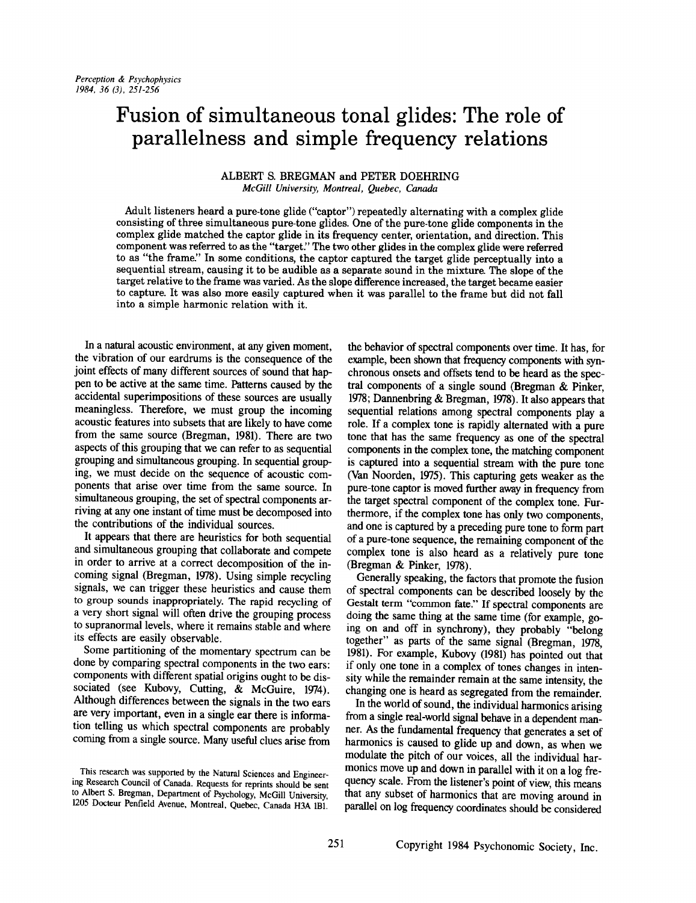# Fusion of simultaneous tonal glides: The role of parallelness and simple frequency relations

ALBERT S. BREGMAN and PETER DOEHRING
*McGill University, Montreal, Quebec, Canada*

Adult listeners heard a pure-tone glide ("captor") repeatedly alternating with a complex glide consisting of three simultaneous pure-tone glides. One of the pure-tone glide components in the complex glide matched the captor glide in its frequency center, orientation, and direction. This component was referred to as the "target." The two other glides in the complex glide were referred to as "the frame." In some conditions, the captor captured the target glide perceptually into a sequential stream, causing it to be audible as a separate sound in the mixture. The slope of the target relative to the frame was varied. As the slope difference increased, the target became easier to capture. It was also more easily captured when it was parallel to the frame but did not fall into a simple harmonic relation with it.

In a natural acoustic environment, at any given moment, the vibration of our eardrums is the consequence of the joint effects of many different sources of sound that happen to be active at the same time. Patterns caused by the accidental superimpositions of these sources are usually meaningless. Therefore, we must group the incoming acoustic features into subsets that are likely to have come from the same source (Bregman, 1981). There are two aspects of this grouping that we can refer to as sequential grouping and simultaneous grouping. In sequential grouping, we must decide on the sequence of acoustic components that arise over time from the same source. In simultaneous grouping, the set of spectral components arriving at any one instant of time must be decomposed into the contributions of the individual sources.

It appears that there are heuristics for both sequential and simultaneous grouping that collaborate and compete in order to arrive at a correct decomposition of the incoming signal (Bregman, 1978). Using simple recycling signals, we can trigger these heuristics and cause them to group sounds inappropriately. The rapid recycling of a very short signal will often drive the grouping process to supranormal levels, where it remains stable and where its effects are easily observable.

Some partitioning of the momentary spectrum can be done by comparing spectral components in the two ears: components with different spatial origins ought to be dissociated (see Kubovy, Cutting, & McGuire, 1974). Although differences between the signals in the two ears are very important, even in a single ear there is information telling us which spectral components are probably coming from a single source. Many useful clues arise from the behavior of spectral components over time. It has, for example, been shown that frequency components with synchronous onsets and offsets tend to be heard as the spectral components of a single sound (Bregman & Pinker, 1978; Dannenbring & Bregman, 1978). It also appears that sequential relations among spectral components play a role. If a complex tone is rapidly alternated with a pure tone that has the same frequency as one of the spectral components in the complex tone, the matching component is captured into a sequential stream with the pure tone (Van Noorden, 1975). This capturing gets weaker as the pure-tone captor is moved further away in frequency from the target spectral component of the complex tone. Furthermore, if the complex tone has only two components, and one is captured by a preceding pure tone to form part of a pure-tone sequence, the remaining component of the complex tone is also heard as a relatively pure tone (Bregman & Pinker, 1978).

Generally speaking, the factors that promote the fusion of spectral components can be described loosely by the Gestalt term "common fate." If spectral components are doing the same thing at the same time (for example, going on and off in synchrony), they probably "belong together" as parts of the same signal (Bregman, 1978, 1981). For example, Kubovy (1981) has pointed out that if only one tone in a complex of tones changes in intensity while the remainder remain at the same intensity, the changing one is heard as segregated from the remainder.

In the world of sound, the individual harmonics arising from a single real-world signal behave in a dependent manner. As the fundamental frequency that generates a set of harmonics is caused to glide up and down, as when we modulate the pitch of our voices, all the individual harmonics move up and down in parallel with it on a log frequency scale. From the listener's point of view, this means that any subset of harmonics that are moving around in parallel on log frequency coordinates should be considered

This research was supported by the Natural Sciences and Engineering Research Council of Canada. Requests for reprints should be sent to Albert S. Bregman, Department of Psychology, McGill University, 1205 Docteur Penfield Avenue, Montreal, Quebec, Canada H3A 1B1.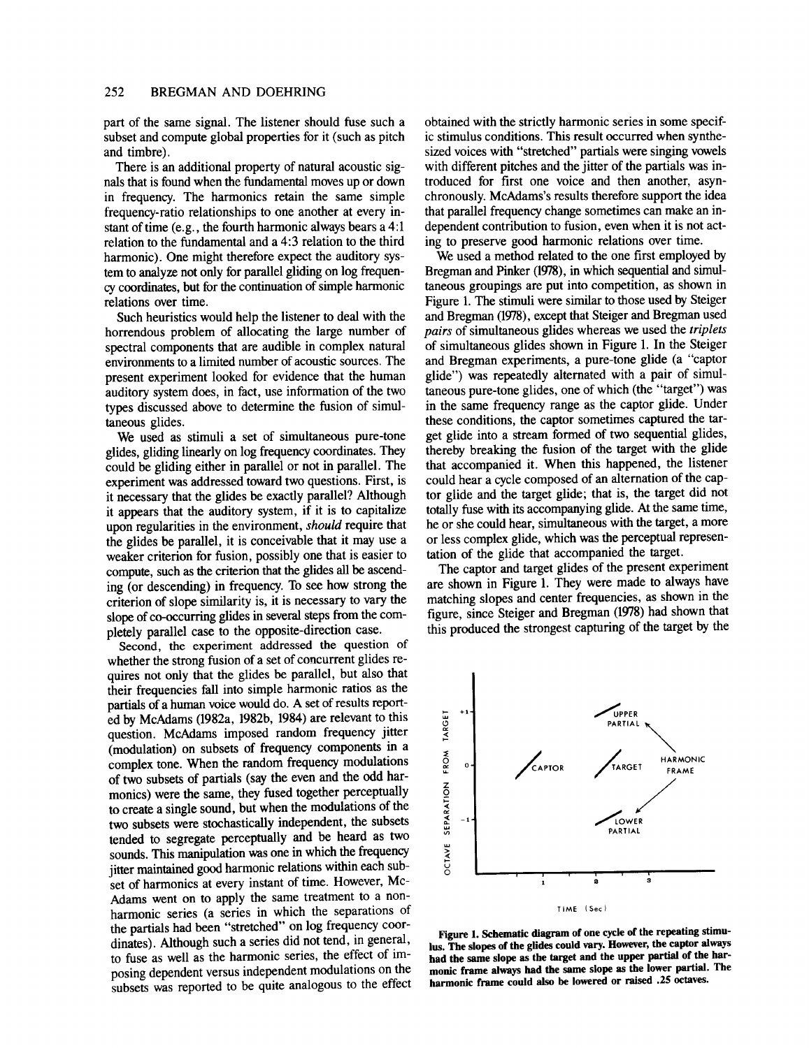part of the same signal. The listener should fuse such a subset and compute global properties for it (such as pitch and timbre).

There is an additional property of natural acoustic signals that is found when the fundamental moves up or down in frequency. The harmonics retain the same simple frequency-ratio relationships to one another at every instant of time (e.g., the fourth harmonic always bears a 4:1 relation to the fundamental and a 4:3 relation to the third harmonic). One might therefore expect the auditory system to analyze not only for parallel gliding on log frequency coordinates, but for the continuation of simple harmonic relations over time.

Such heuristics would help the listener to deal with the horrendous problem of allocating the large number of spectral components that are audible in complex natural environments to a limited number of acoustic sources. The present experiment looked for evidence that the human auditory system does, in fact, use information of the two types discussed above to determine the fusion of simultaneous glides.

We used as stimuli a set of simultaneous pure-tone glides, gliding linearly on log frequency coordinates. They could be gliding either in parallel or not in parallel. The experiment was addressed toward two questions. First, is it necessary that the glides be exactly parallel? Although it appears that the auditory system, if it is to capitalize upon regularities in the environment, *should* require that the glides be parallel, it is conceivable that it may use a weaker criterion for fusion, possibly one that is easier to compute, such as the criterion that the glides all be ascending (or descending) in frequency. To see how strong the criterion of slope similarity is, it is necessary to vary the slope of co-occurring glides in several steps from the completely parallel case to the opposite-direction case.

Second, the experiment addressed the question of whether the strong fusion of a set of concurrent glides requires not only that the glides be parallel, but also that their frequencies fall into simple harmonic ratios as the partials of a human voice would do. A set of results reported by McAdams (1982a, 1982b, 1984) are relevant to this question. McAdams imposed random frequency jitter (modulation) on subsets of frequency components in a complex tone. When the random frequency modulations of two subsets of partials (say the even and the odd harmonics) were the same, they fused together perceptually to create a single sound, but when the modulations of the two subsets were stochastically independent, the subsets tended to segregate perceptually and be heard as two sounds. This manipulation was one in which the frequency jitter maintained good harmonic relations within each subset of harmonics at every instant of time. However, McAdams went on to apply the same treatment to a nonharmonic series (a series in which the separations of the partials had been "stretched" on log frequency coordinates). Although such a series did not tend, in general, to fuse as well as the harmonic series, the effect of imposing dependent versus independent modulations on the subsets was reported to be quite analogous to the effect obtained with the strictly harmonic series in some specific stimulus conditions. This result occurred when synthesized voices with "stretched" partials were singing vowels with different pitches and the jitter of the partials was introduced for first one voice and then another, asynchronously. McAdams's results therefore support the idea that parallel frequency change sometimes can make an independent contribution to fusion, even when it is not acting to preserve good harmonic relations over time.

We used a method related to the one first employed by Bregman and Pinker (1978), in which sequential and simultaneous groupings are put into competition, as shown in Figure 1. The stimuli were similar to those used by Steiger and Bregman (1978), except that Steiger and Bregman used *pairs* of simultaneous glides whereas we used the *triplets* of simultaneous glides shown in Figure 1. In the Steiger and Bregman experiments, a pure-tone glide (a "captor glide") was repeatedly alternated with a pair of simultaneous pure-tone glides, one of which (the "target") was in the same frequency range as the captor glide. Under these conditions, the captor sometimes captured the target glide into a stream formed of two sequential glides, thereby breaking the fusion of the target with the glide that accompanied it. When this happened, the listener could hear a cycle composed of an alternation of the captor glide and the target glide; that is, the target did not totally fuse with its accompanying glide. At the same time, he or she could hear, simultaneous with the target, a more or less complex glide, which was the perceptual representation of the glide that accompanied the target.

The captor and target glides of the present experiment are shown in Figure 1. They were made to always have matching slopes and center frequencies, as shown in the figure, since Steiger and Bregman (1978) had shown that this produced the strongest capturing of the target by the

OCTAVE SEPARATION FROM TARGET

+1

0

-1

CAPTOR

TARGET

UPPER PARTIAL

LOWER PARTIAL

HARMONIC FRAME

1 2 3

TIME (Sec)

**Figure 1. Schematic diagram of one cycle of the repeating stimulus. The slopes of the glides could vary. However, the captor always had the same slope as the target and the upper partial of the harmonic frame always had the same slope as the lower partial. The harmonic frame could also be lowered or raised .25 octaves.**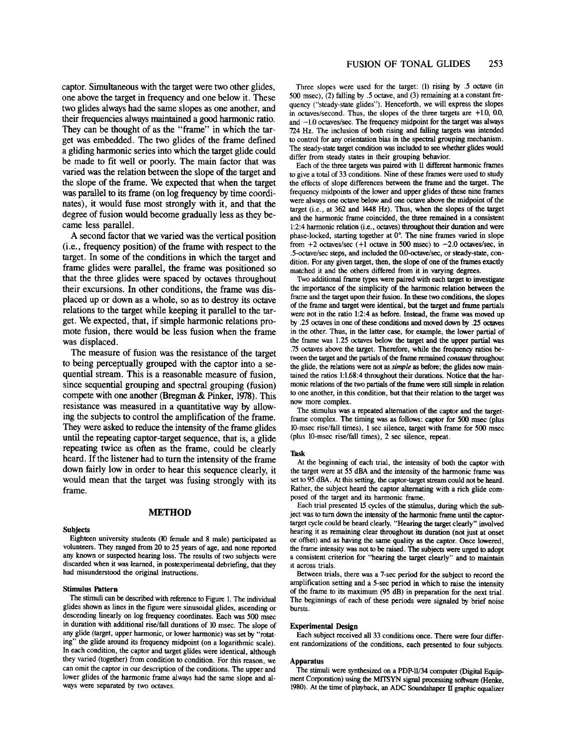captor. Simultaneous with the target were two other glides, one above the target in frequency and one below it. These two glides always had the same slopes as one another, and their frequencies always maintained a good harmonic ratio. They can be thought of as the "frame" in which the target was embedded. The two glides of the frame defined a gliding harmonic series into which the target glide could be made to fit well or poorly. The main factor that was varied was the relation between the slope of the target and the slope of the frame. We expected that when the target was parallel to its frame (on log frequency by time coordinates), it would fuse most strongly with it, and that the degree of fusion would become gradually less as they became less parallel.

A second factor that we varied was the vertical position (i.e., frequency position) of the frame with respect to the target. In some of the conditions in which the target and frame glides were parallel, the frame was positioned so that the three glides were spaced by octaves throughout their excursions. In other conditions, the frame was displaced up or down as a whole, so as to destroy its octave relations to the target while keeping it parallel to the target. We expected, that, if simple harmonic relations promote fusion, there would be less fusion when the frame was displaced.

The measure of fusion was the resistance of the target to being perceptually grouped with the captor into a sequential stream. This is a reasonable measure of fusion, since sequential grouping and spectral grouping (fusion) compete with one another (Bregman & Pinker, 1978). This resistance was measured in a quantitative way by allowing the subjects to control the amplification of the frame. They were asked to reduce the intensity of the frame glides until the repeating captor-target sequence, that is, a glide repeating twice as often as the frame, could be clearly heard. If the listener had to turn the intensity of the frame down fairly low in order to hear this sequence clearly, it would mean that the target was fusing strongly with its frame.

## METHOD

### Subjects

Eighteen university students (10 female and 8 male) participated as volunteers. They ranged from 20 to 25 years of age, and none reported any known or suspected hearing loss. The results of two subjects were discarded when it was learned, in postexperimental debriefing, that they had misunderstood the original instructions.

### Stimulus Pattern

The stimuli can be described with reference to Figure 1. The individual glides shown as lines in the figure were sinusoidal glides, ascending or descending linearly on log frequency coordinates. Each was 500 msec in duration with additional rise/fall durations of 10 msec. The slope of any glide (target, upper harmonic, or lower harmonic) was set by "rotating" the glide around its frequency midpoint (on a logarithmic scale). In each condition, the captor and target glides were identical, although they varied (together) from condition to condition. For this reason, we can omit the captor in our description of the conditions. The upper and lower glides of the harmonic frame always had the same slope and always were separated by two octaves.

Three slopes were used for the target: (1) rising by .5 octave (in 500 msec), (2) falling by .5 octave, and (3) remaining at a constant frequency ("steady-state glides"). Henceforth, we will express the slopes in octaves/second. Thus, the slopes of the three targets are +1.0, 0.0, and −1.0 octaves/sec. The frequency midpoint for the target was always 724 Hz. The inclusion of both rising and falling targets was intended to control for any orientation bias in the spectral grouping mechanism. The steady-state target condition was included to see whether glides would differ from steady states in their grouping behavior.

Each of the three targets was paired with 11 different harmonic frames to give a total of 33 conditions. Nine of these frames were used to study the effects of slope differences between the frame and the target. The frequency midpoints of the lower and upper glides of these nine frames were always one octave below and one octave above the midpoint of the target (i.e., at 362 and 1448 Hz). Thus, when the slopes of the target and the harmonic frame coincided, the three remained in a consistent 1:2:4 harmonic relation (i.e., octaves) throughout their duration and were phase-locked, starting together at 0°. The nine frames varied in slope from +2 octaves/sec (+1 octave in 500 msec) to −2.0 octaves/sec, in .5-octave/sec steps, and included the 0.0-octave/sec, or steady-state, condition. For any given target, then, the slope of one of the frames exactly matched it and the others differed from it in varying degrees.

Two additional frame types were paired with each target to investigate the importance of the simplicity of the harmonic relation between the frame and the target upon their fusion. In these two conditions, the slopes of the frame and target were identical, but the target and frame partials were not in the ratio 1:2:4 as before. Instead, the frame was moved up by .25 octaves in one of these conditions and moved down by .25 octaves in the other. Thus, in the latter case, for example, the lower partial of the frame was 1.25 octaves below the target and the upper partial was .75 octaves above the target. Therefore, while the frequency ratios between the target and the partials of the frame remained *constant* throughout the glide, the relations were not as *simple* as before; the glides now maintained the ratios 1:1.68:4 throughout their durations. Notice that the harmonic relations of the two partials of the frame were still simple in relation to one another, in this condition, but that their relation to the target was now more complex.

The stimulus was a repeated alternation of the captor and the target-frame complex. The timing was as follows: captor for 500 msec (plus 10-msec rise/fall times), 1 sec silence, target with frame for 500 msec (plus 10-msec rise/fall times), 2 sec silence, repeat.

### Task

At the beginning of each trial, the intensity of both the captor with the target were at 55 dBA and the intensity of the harmonic frame was set to 95 dBA. At this setting, the captor-target stream could not be heard. Rather, the subject heard the captor alternating with a rich glide composed of the target and its harmonic frame.

Each trial presented 15 cycles of the stimulus, during which the subject was to turn down the intensity of the harmonic frame until the captor-target cycle could be heard clearly. "Hearing the target clearly" involved hearing it as remaining clear throughout its duration (not just at onset or offset) and as having the same quality as the captor. Once lowered, the frame intensity was not to be raised. The subjects were urged to adopt a consistent criterion for "hearing the target clearly" and to maintain it across trials.

Between trials, there was a 7-sec period for the subject to record the amplification setting and a 5-sec period in which to raise the intensity of the frame to its maximum (95 dB) in preparation for the next trial. The beginnings of each of these periods were signaled by brief noise bursts.

### Experimental Design

Each subject received all 33 conditions once. There were four different randomizations of the conditions, each presented to four subjects.

### Apparatus

The stimuli were synthesized on a PDP-11/34 computer (Digital Equipment Corporation) using the MITSYN signal processing software (Henke, 1980). At the time of playback, an ADC Soundshaper II graphic equalizer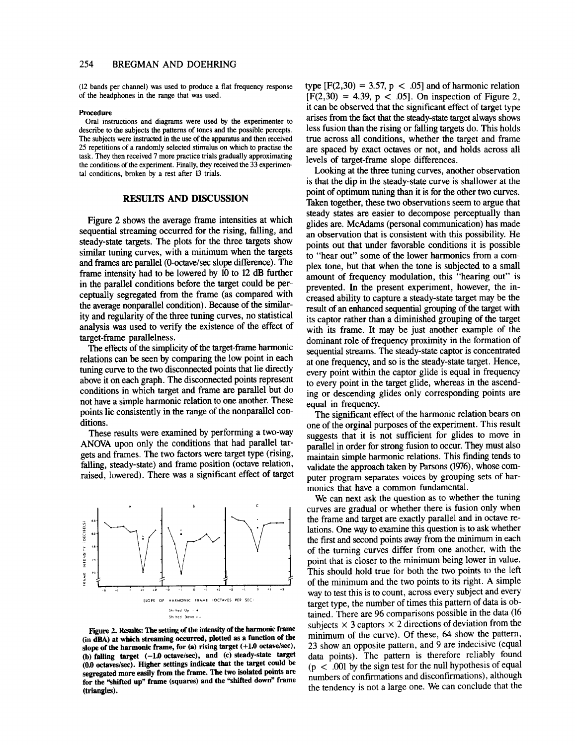(12 bands per channel) was used to produce a flat frequency response of the headphones in the range that was used.

#### Procedure

Oral instructions and diagrams were used by the experimenter to describe to the subjects the patterns of tones and the possible percepts. The subjects were instructed in the use of the apparatus and then received 25 repetitions of a randomly selected stimulus on which to practise the task. They then received 7 more practice trials gradually approximating the conditions of the experiment. Finally, they received the 33 experimental conditions, broken by a rest after 13 trials.

## RESULTS AND DISCUSSION

Figure 2 shows the average frame intensities at which sequential streaming occurred for the rising, falling, and steady-state targets. The plots for the three targets show similar tuning curves, with a minimum when the targets and frames are parallel (0-octave/sec slope difference). The frame intensity had to be lowered by 10 to 12 dB further in the parallel conditions before the target could be perceptually segregated from the frame (as compared with the average nonparallel condition). Because of the similarity and regularity of the three tuning curves, no statistical analysis was used to verify the existence of the effect of target-frame parallelness.

The effects of the simplicity of the target-frame harmonic relations can be seen by comparing the low point in each tuning curve to the two disconnected points that lie directly above it on each graph. The disconnected points represent conditions in which target and frame are parallel but do not have a simple harmonic relation to one another. These points lie consistently in the range of the nonparallel conditions.

These results were examined by performing a two-way ANOVA upon only the conditions that had parallel targets and frames. The two factors were target type (rising, falling, steady-state) and frame position (octave relation, raised, lowered). There was a significant effect of target type [$F(2,30) = 3.57$, $p < .05$] and of harmonic relation [$F(2,30) = 4.39$, $p < .05$]. On inspection of Figure 2, it can be observed that the significant effect of target type arises from the fact that the steady-state target always shows less fusion than the rising or falling targets do. This holds true across all conditions, whether the target and frame are spaced by exact octaves or not, and holds across all levels of target-frame slope differences.

Figure 2. Results: The setting of the intensity of the harmonic frame (in dBA) at which streaming occurred, plotted as a function of the slope of the harmonic frame, for (a) rising target (+1.0 octave/sec), (b) falling target (−1.0 octave/sec), and (c) steady-state target (0.0 octaves/sec). Higher settings indicate that the target could be segregated more easily from the frame. The two isolated points are for the "shifted up" frame (squares) and the "shifted down" frame (triangles).

Looking at the three tuning curves, another observation is that the dip in the steady-state curve is shallower at the point of optimum tuning than it is for the other two curves. Taken together, these two observations seem to argue that steady states are easier to decompose perceptually than glides are. McAdams (personal communication) has made an observation that is consistent with this possibility. He points out that under favorable conditions it is possible to "hear out" some of the lower harmonics from a complex tone, but that when the tone is subjected to a small amount of frequency modulation, this "hearing out" is prevented. In the present experiment, however, the increased ability to capture a steady-state target may be the result of an enhanced sequential grouping of the target with its captor rather than a diminished grouping of the target with its frame. It may be just another example of the dominant role of frequency proximity in the formation of sequential streams. The steady-state captor is concentrated at one frequency, and so is the steady-state target. Hence, every point within the captor glide is equal in frequency to every point in the target glide, whereas in the ascending or descending glides only corresponding points are equal in frequency.

The significant effect of the harmonic relation bears on one of the orginal purposes of the experiment. This result suggests that it is not sufficient for glides to move in parallel in order for strong fusion to occur. They must also maintain simple harmonic relations. This finding tends to validate the approach taken by Parsons (1976), whose computer program separates voices by grouping sets of harmonics that have a common fundamental.

We can next ask the question as to whether the tuning curves are gradual or whether there is fusion only when the frame and target are exactly parallel and in octave relations. One way to examine this question is to ask whether the first and second points away from the minimum in each of the turning curves differ from one another, with the point that is closer to the minimum being lower in value. This should hold true for both the two points to the left of the minimum and the two points to its right. A simple way to test this is to count, across every subject and every target type, the number of times this pattern of data is obtained. There are 96 comparisons possible in the data (16 subjects × 3 captors × 2 directions of deviation from the minimum of the curve). Of these, 64 show the pattern, 23 show an opposite pattern, and 9 are indecisive (equal data points). The pattern is therefore reliably found ($p < .001$ by the sign test for the null hypothesis of equal numbers of confirmations and disconfirmations), although the tendency is not a large one. We can conclude that the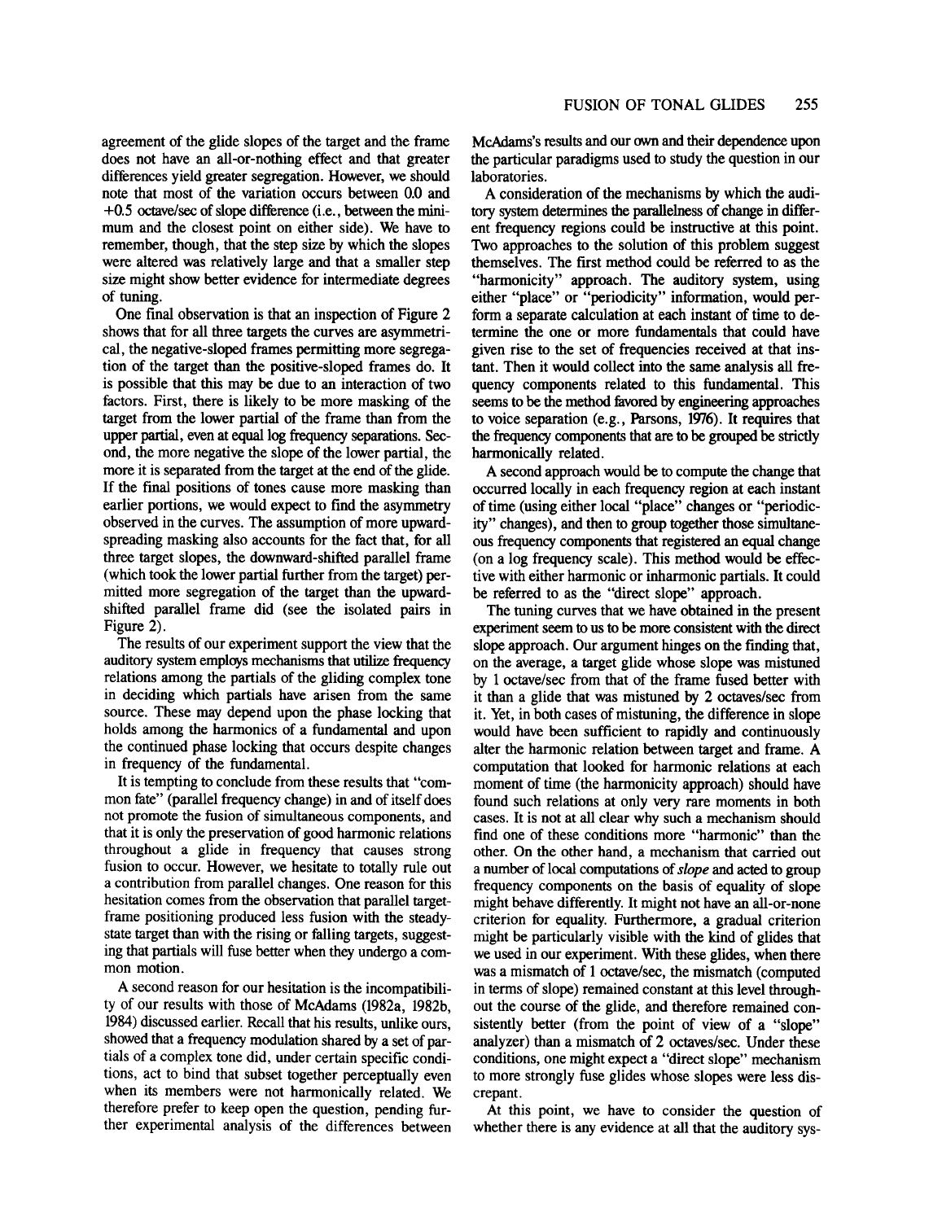agreement of the glide slopes of the target and the frame does not have an all-or-nothing effect and that greater differences yield greater segregation. However, we should note that most of the variation occurs between 0.0 and +0.5 octave/sec of slope difference (i.e., between the minimum and the closest point on either side). We have to remember, though, that the step size by which the slopes were altered was relatively large and that a smaller step size might show better evidence for intermediate degrees of tuning.

One final observation is that an inspection of Figure 2 shows that for all three targets the curves are asymmetrical, the negative-sloped frames permitting more segregation of the target than the positive-sloped frames do. It is possible that this may be due to an interaction of two factors. First, there is likely to be more masking of the target from the lower partial of the frame than from the upper partial, even at equal log frequency separations. Second, the more negative the slope of the lower partial, the more it is separated from the target at the end of the glide. If the final positions of tones cause more masking than earlier portions, we would expect to find the asymmetry observed in the curves. The assumption of more upward-spreading masking also accounts for the fact that, for all three target slopes, the downward-shifted parallel frame (which took the lower partial further from the target) permitted more segregation of the target than the upward-shifted parallel frame did (see the isolated pairs in Figure 2).

The results of our experiment support the view that the auditory system employs mechanisms that utilize frequency relations among the partials of the gliding complex tone in deciding which partials have arisen from the same source. These may depend upon the phase locking that holds among the harmonics of a fundamental and upon the continued phase locking that occurs despite changes in frequency of the fundamental.

It is tempting to conclude from these results that "common fate" (parallel frequency change) in and of itself does not promote the fusion of simultaneous components, and that it is only the preservation of good harmonic relations throughout a glide in frequency that causes strong fusion to occur. However, we hesitate to totally rule out a contribution from parallel changes. One reason for this hesitation comes from the observation that parallel target-frame positioning produced less fusion with the steady-state target than with the rising or falling targets, suggesting that partials will fuse better when they undergo a common motion.

A second reason for our hesitation is the incompatibility of our results with those of McAdams (1982a, 1982b, 1984) discussed earlier. Recall that his results, unlike ours, showed that a frequency modulation shared by a set of partials of a complex tone did, under certain specific conditions, act to bind that subset together perceptually even when its members were not harmonically related. We therefore prefer to keep open the question, pending further experimental analysis of the differences between McAdams's results and our own and their dependence upon the particular paradigms used to study the question in our laboratories.

A consideration of the mechanisms by which the auditory system determines the parallelness of change in different frequency regions could be instructive at this point. Two approaches to the solution of this problem suggest themselves. The first method could be referred to as the "harmonicity" approach. The auditory system, using either "place" or "periodicity" information, would perform a separate calculation at each instant of time to determine the one or more fundamentals that could have given rise to the set of frequencies received at that instant. Then it would collect into the same analysis all frequency components related to this fundamental. This seems to be the method favored by engineering approaches to voice separation (e.g., Parsons, 1976). It requires that the frequency components that are to be grouped be strictly harmonically related.

A second approach would be to compute the change that occurred locally in each frequency region at each instant of time (using either local "place" changes or "periodicity" changes), and then to group together those simultaneous frequency components that registered an equal change (on a log frequency scale). This method would be effective with either harmonic or inharmonic partials. It could be referred to as the "direct slope" approach.

The tuning curves that we have obtained in the present experiment seem to us to be more consistent with the direct slope approach. Our argument hinges on the finding that, on the average, a target glide whose slope was mistuned by 1 octave/sec from that of the frame fused better with it than a glide that was mistuned by 2 octaves/sec from it. Yet, in both cases of mistuning, the difference in slope would have been sufficient to rapidly and continuously alter the harmonic relation between target and frame. A computation that looked for harmonic relations at each moment of time (the harmonicity approach) should have found such relations at only very rare moments in both cases. It is not at all clear why such a mechanism should find one of these conditions more "harmonic" than the other. On the other hand, a mechanism that carried out a number of local computations of *slope* and acted to group frequency components on the basis of equality of slope might behave differently. It might not have an all-or-none criterion for equality. Furthermore, a gradual criterion might be particularly visible with the kind of glides that we used in our experiment. With these glides, when there was a mismatch of 1 octave/sec, the mismatch (computed in terms of slope) remained constant at this level throughout the course of the glide, and therefore remained consistently better (from the point of view of a "slope" analyzer) than a mismatch of 2 octaves/sec. Under these conditions, one might expect a "direct slope" mechanism to more strongly fuse glides whose slopes were less discrepant.

At this point, we have to consider the question of whether there is any evidence at all that the auditory sys-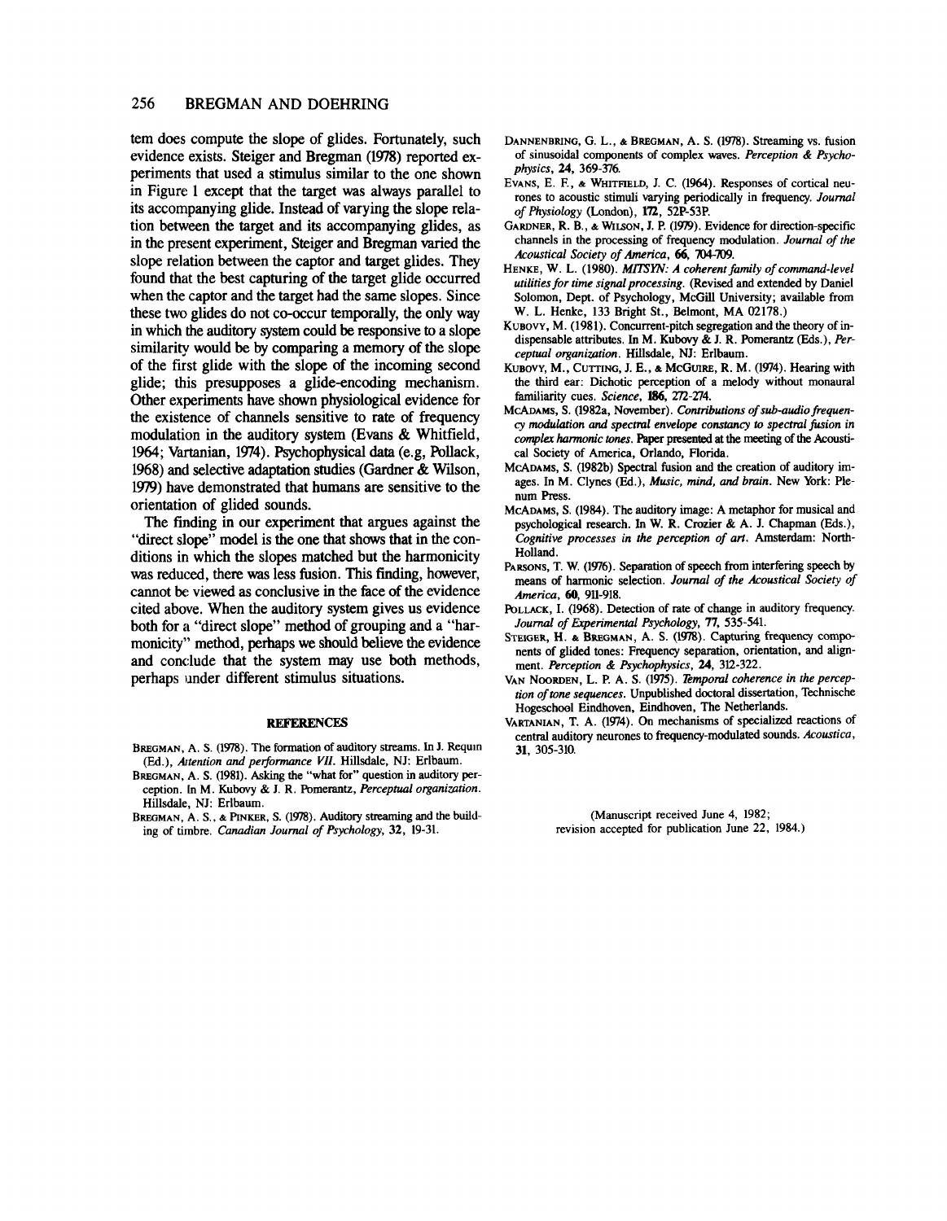tem does compute the slope of glides. Fortunately, such evidence exists. Steiger and Bregman (1978) reported experiments that used a stimulus similar to the one shown in Figure 1 except that the target was always parallel to its accompanying glide. Instead of varying the slope relation between the target and its accompanying glides, as in the present experiment, Steiger and Bregman varied the slope relation between the captor and target glides. They found that the best capturing of the target glide occurred when the captor and the target had the same slopes. Since these two glides do not co-occur temporally, the only way in which the auditory system could be responsive to a slope similarity would be by comparing a memory of the slope of the first glide with the slope of the incoming second glide; this presupposes a glide-encoding mechanism. Other experiments have shown physiological evidence for the existence of channels sensitive to rate of frequency modulation in the auditory system (Evans & Whitfield, 1964; Vartanian, 1974). Psychophysical data (e.g, Pollack, 1968) and selective adaptation studies (Gardner & Wilson, 1979) have demonstrated that humans are sensitive to the orientation of glided sounds.

The finding in our experiment that argues against the "direct slope" model is the one that shows that in the conditions in which the slopes matched but the harmonicity was reduced, there was less fusion. This finding, however, cannot be viewed as conclusive in the face of the evidence cited above. When the auditory system gives us evidence both for a "direct slope" method of grouping and a "harmonicity" method, perhaps we should believe the evidence and conclude that the system may use both methods, perhaps under different stimulus situations.

## REFERENCES

Bregman, A. S. (1978). The formation of auditory streams. In J. Requin (Ed.), *Attention and performance VII*. Hillsdale, NJ: Erlbaum.

Bregman, A. S. (1981). Asking the "what for" question in auditory perception. In M. Kubovy & J. R. Pomerantz, *Perceptual organization*. Hillsdale, NJ: Erlbaum.

Bregman, A. S., & Pinker, S. (1978). Auditory streaming and the building of timbre. *Canadian Journal of Psychology*, **32**, 19-31.

Dannenbring, G. L., & Bregman, A. S. (1978). Streaming vs. fusion of sinusoidal components of complex waves. *Perception & Psychophysics*, **24**, 369-376.

Evans, E. F., & Whitfield, J. C. (1964). Responses of cortical neurones to acoustic stimuli varying periodically in frequency. *Journal of Physiology* (London), **172**, 52P-53P.

Gardner, R. B., & Wilson, J. P. (1979). Evidence for direction-specific channels in the processing of frequency modulation. *Journal of the Acoustical Society of America*, **66**, 704-709.

Henke, W. L. (1980). *MITSYN: A coherent family of command-level utilities for time signal processing*. (Revised and extended by Daniel Solomon, Dept. of Psychology, McGill University; available from W. L. Henke, 133 Bright St., Belmont, MA 02178.)

Kubovy, M. (1981). Concurrent-pitch segregation and the theory of indispensable attributes. In M. Kubovy & J. R. Pomerantz (Eds.), *Perceptual organization*. Hillsdale, NJ: Erlbaum.

Kubovy, M., Cutting, J. E., & McGuire, R. M. (1974). Hearing with the third ear: Dichotic perception of a melody without monaural familiarity cues. *Science*, **186**, 272-274.

McAdams, S. (1982a, November). *Contributions of sub-audio frequency modulation and spectral envelope constancy to spectral fusion in complex harmonic tones*. Paper presented at the meeting of the Acoustical Society of America, Orlando, Florida.

McAdams, S. (1982b) Spectral fusion and the creation of auditory images. In M. Clynes (Ed.), *Music, mind, and brain*. New York: Plenum Press.

McAdams, S. (1984). The auditory image: A metaphor for musical and psychological research. In W. R. Crozier & A. J. Chapman (Eds.), *Cognitive processes in the perception of art*. Amsterdam: North-Holland.

Parsons, T. W. (1976). Separation of speech from interfering speech by means of harmonic selection. *Journal of the Acoustical Society of America*, **60**, 911-918.

Pollack, I. (1968). Detection of rate of change in auditory frequency. *Journal of Experimental Psychology*, **77**, 535-541.

Steiger, H. & Bregman, A. S. (1978). Capturing frequency components of glided tones: Frequency separation, orientation, and alignment. *Perception & Psychophysics*, **24**, 312-322.

Van Noorden, L. P. A. S. (1975). *Temporal coherence in the perception of tone sequences*. Unpublished doctoral dissertation, Technische Hogeschool Eindhoven, Eindhoven, The Netherlands.

Vartanian, T. A. (1974). On mechanisms of specialized reactions of central auditory neurones to frequency-modulated sounds. *Acoustica*, **31**, 305-310.

(Manuscript received June 4, 1982;
revision accepted for publication June 22, 1984.)